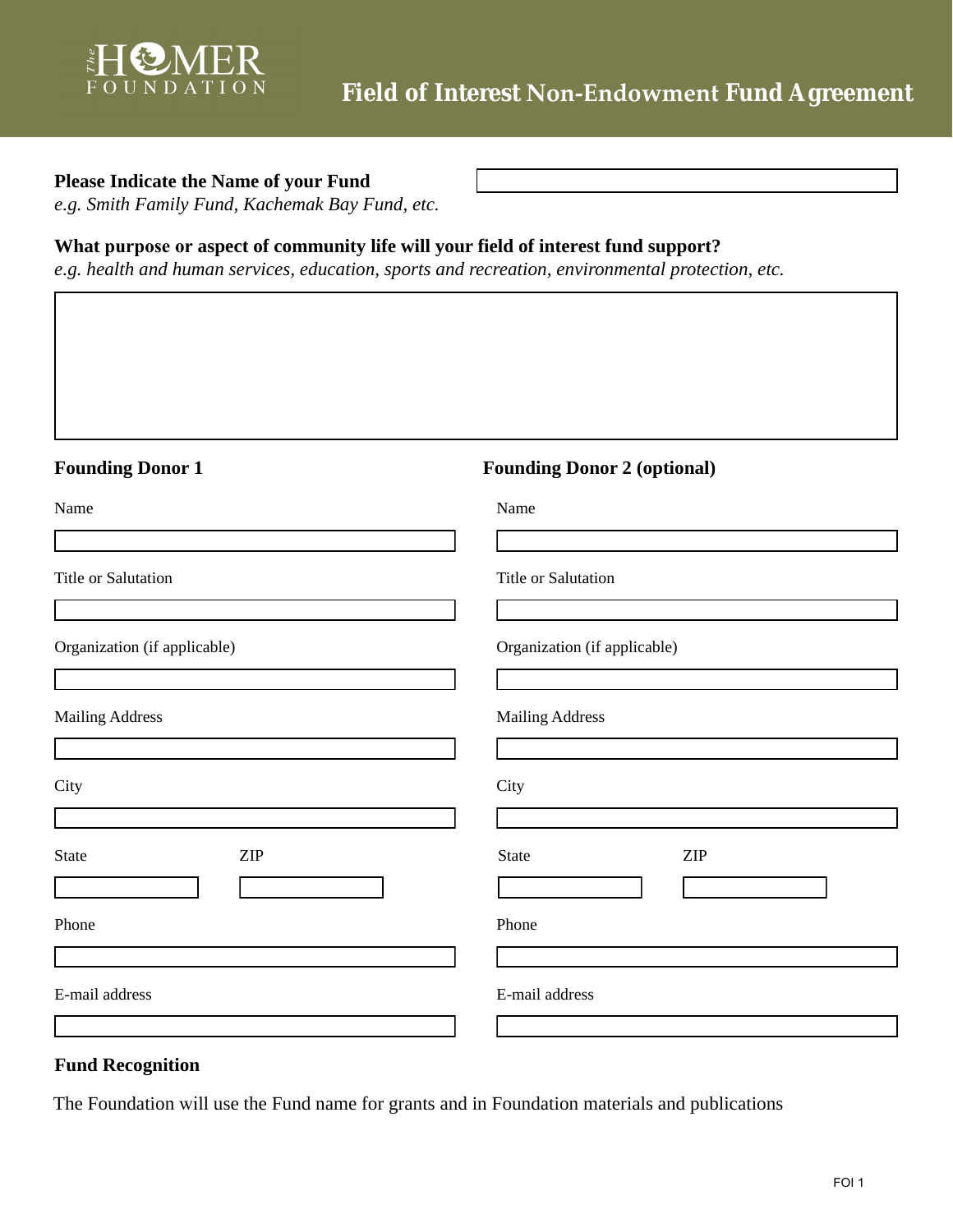The HOMER FOUNDATION

# Field of Interest Non-Endowment Fund Agreement

**Please Indicate the Name of your Fund**
*e.g. Smith Family Fund, Kachemak Bay Fund, etc.*

**What purpose or aspect of community life will your field of interest fund support?**
*e.g. health and human services, education, sports and recreation, environmental protection, etc.*

**Founding Donor 1**

Name

Title or Salutation

Organization (if applicable)

Mailing Address

City

State

ZIP

Phone

E-mail address

**Founding Donor 2 (optional)**

Name

Title or Salutation

Organization (if applicable)

Mailing Address

City

State

ZIP

Phone

E-mail address

**Fund Recognition**

The Foundation will use the Fund name for grants and in Foundation materials and publications

FOI 1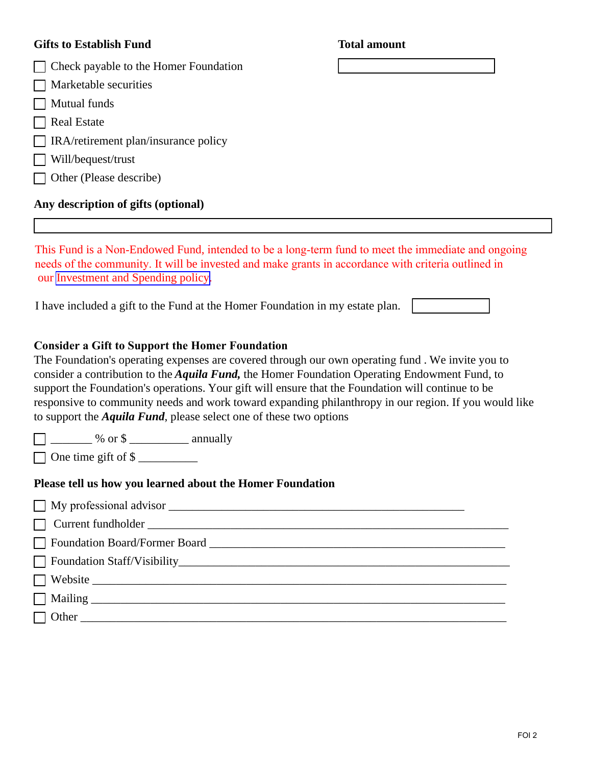**Gifts to Establish Fund** | **Total amount**

- ☐ Check payable to the Homer Foundation
- ☐ Marketable securities
- ☐ Mutual funds
- ☐ Real Estate
- ☐ IRA/retirement plan/insurance policy
- ☐ Will/bequest/trust
- ☐ Other (Please describe)

**Any description of gifts (optional)**

This Fund is a Non-Endowed Fund, intended to be a long-term fund to meet the immediate and ongoing needs of the community. It will be invested and make grants in accordance with criteria outlined in our Investment and Spending policy.

I have included a gift to the Fund at the Homer Foundation in my estate plan.

**Consider a Gift to Support the Homer Foundation**

The Foundation's operating expenses are covered through our own operating fund . We invite you to consider a contribution to the ***Aquila Fund,*** the Homer Foundation Operating Endowment Fund, to support the Foundation's operations. Your gift will ensure that the Foundation will continue to be responsive to community needs and work toward expanding philanthropy in our region. If you would like to support the ***Aquila Fund***, please select one of these two options

- ☐ _______ % or $ __________ annually
- ☐ One time gift of $ __________

**Please tell us how you learned about the Homer Foundation**

- ☐ My professional advisor ________________________________________________
- ☐ Current fundholder ________________________________________________
- ☐ Foundation Board/Former Board ________________________________________________
- ☐ Foundation Staff/Visibility________________________________________________
- ☐ Website ________________________________________________
- ☐ Mailing ________________________________________________
- ☐ Other ________________________________________________

FOI 2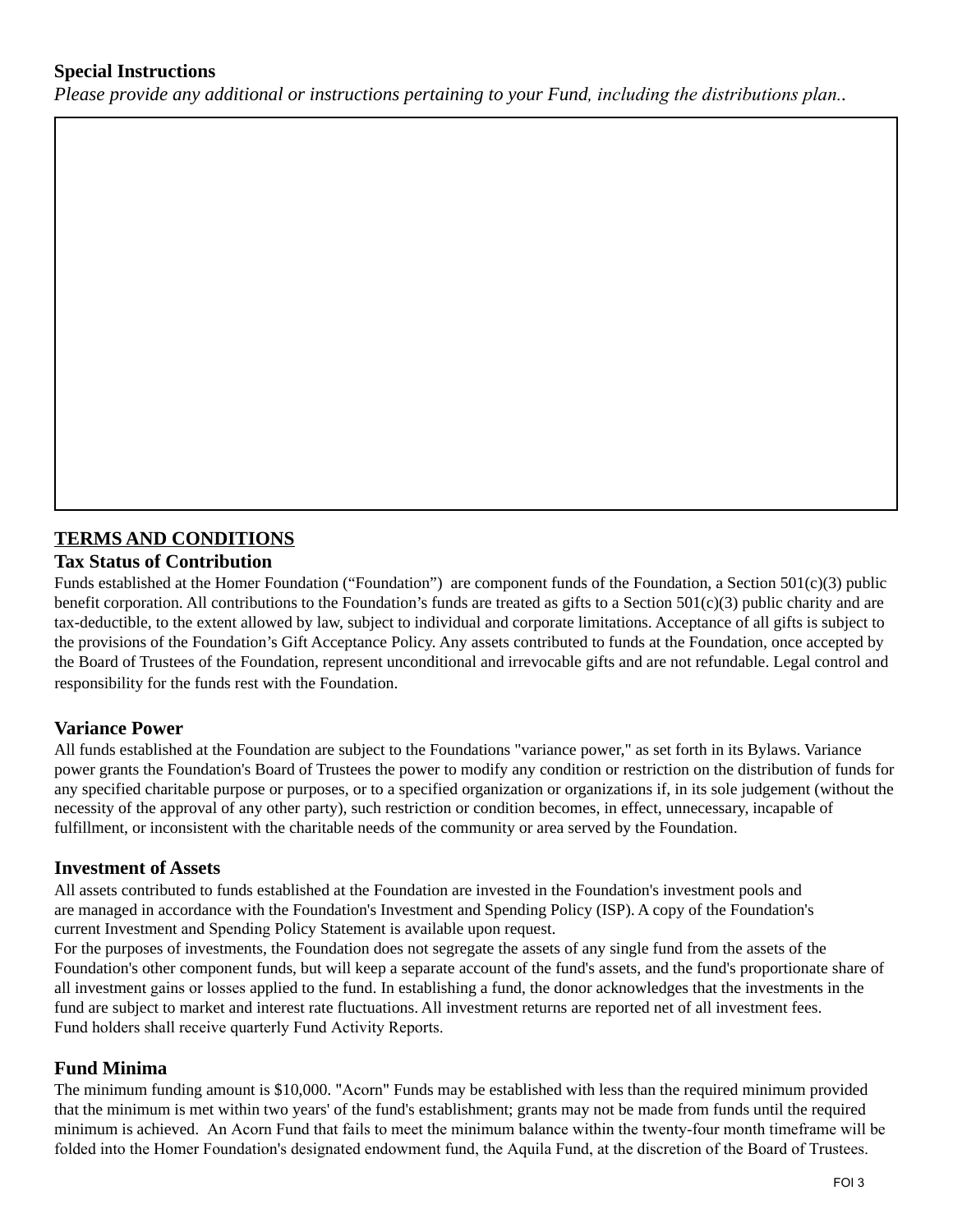### Special Instructions

*Please provide any additional or instructions pertaining to your Fund, including the distributions plan..*

## TERMS AND CONDITIONS

### Tax Status of Contribution

Funds established at the Homer Foundation ("Foundation") are component funds of the Foundation, a Section 501(c)(3) public benefit corporation. All contributions to the Foundation's funds are treated as gifts to a Section 501(c)(3) public charity and are tax-deductible, to the extent allowed by law, subject to individual and corporate limitations. Acceptance of all gifts is subject to the provisions of the Foundation's Gift Acceptance Policy. Any assets contributed to funds at the Foundation, once accepted by the Board of Trustees of the Foundation, represent unconditional and irrevocable gifts and are not refundable. Legal control and responsibility for the funds rest with the Foundation.

### Variance Power

All funds established at the Foundation are subject to the Foundations "variance power," as set forth in its Bylaws. Variance power grants the Foundation's Board of Trustees the power to modify any condition or restriction on the distribution of funds for any specified charitable purpose or purposes, or to a specified organization or organizations if, in its sole judgement (without the necessity of the approval of any other party), such restriction or condition becomes, in effect, unnecessary, incapable of fulfillment, or inconsistent with the charitable needs of the community or area served by the Foundation.

### Investment of Assets

All assets contributed to funds established at the Foundation are invested in the Foundation's investment pools and are managed in accordance with the Foundation's Investment and Spending Policy (ISP). A copy of the Foundation's current Investment and Spending Policy Statement is available upon request.
For the purposes of investments, the Foundation does not segregate the assets of any single fund from the assets of the Foundation's other component funds, but will keep a separate account of the fund's assets, and the fund's proportionate share of all investment gains or losses applied to the fund. In establishing a fund, the donor acknowledges that the investments in the fund are subject to market and interest rate fluctuations. All investment returns are reported net of all investment fees.
Fund holders shall receive quarterly Fund Activity Reports.

### Fund Minima

The minimum funding amount is $10,000. "Acorn" Funds may be established with less than the required minimum provided that the minimum is met within two years' of the fund's establishment; grants may not be made from funds until the required minimum is achieved. An Acorn Fund that fails to meet the minimum balance within the twenty-four month timeframe will be folded into the Homer Foundation's designated endowment fund, the Aquila Fund, at the discretion of the Board of Trustees.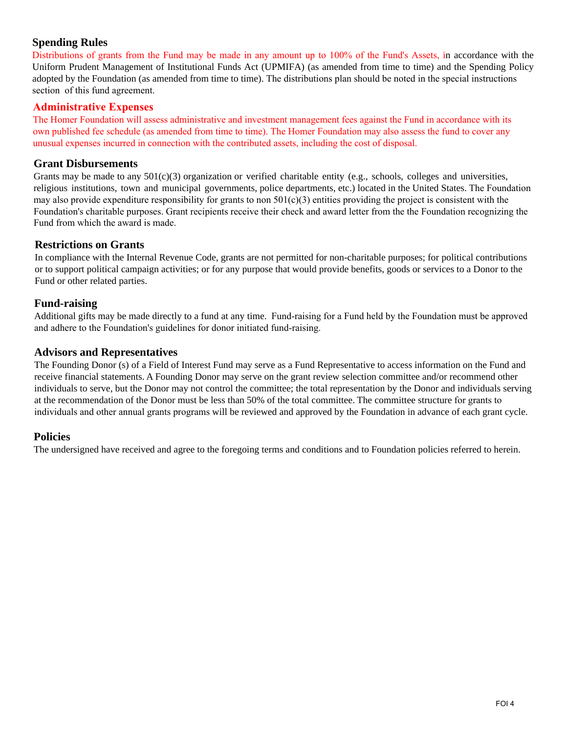## Spending Rules

Distributions of grants from the Fund may be made in any amount up to 100% of the Fund's Assets, in accordance with the Uniform Prudent Management of Institutional Funds Act (UPMIFA) (as amended from time to time) and the Spending Policy adopted by the Foundation (as amended from time to time). The distributions plan should be noted in the special instructions section of this fund agreement.

## Administrative Expenses

The Homer Foundation will assess administrative and investment management fees against the Fund in accordance with its own published fee schedule (as amended from time to time). The Homer Foundation may also assess the fund to cover any unusual expenses incurred in connection with the contributed assets, including the cost of disposal.

## Grant Disbursements

Grants may be made to any 501(c)(3) organization or verified charitable entity (e.g., schools, colleges and universities, religious institutions, town and municipal governments, police departments, etc.) located in the United States. The Foundation may also provide expenditure responsibility for grants to non 501(c)(3) entities providing the project is consistent with the Foundation's charitable purposes. Grant recipients receive their check and award letter from the the Foundation recognizing the Fund from which the award is made.

## Restrictions on Grants

In compliance with the Internal Revenue Code, grants are not permitted for non-charitable purposes; for political contributions or to support political campaign activities; or for any purpose that would provide benefits, goods or services to a Donor to the Fund or other related parties.

## Fund-raising

Additional gifts may be made directly to a fund at any time. Fund-raising for a Fund held by the Foundation must be approved and adhere to the Foundation's guidelines for donor initiated fund-raising.

## Advisors and Representatives

The Founding Donor (s) of a Field of Interest Fund may serve as a Fund Representative to access information on the Fund and receive financial statements. A Founding Donor may serve on the grant review selection committee and/or recommend other individuals to serve, but the Donor may not control the committee; the total representation by the Donor and individuals serving at the recommendation of the Donor must be less than 50% of the total committee. The committee structure for grants to individuals and other annual grants programs will be reviewed and approved by the Foundation in advance of each grant cycle.

## Policies

The undersigned have received and agree to the foregoing terms and conditions and to Foundation policies referred to herein.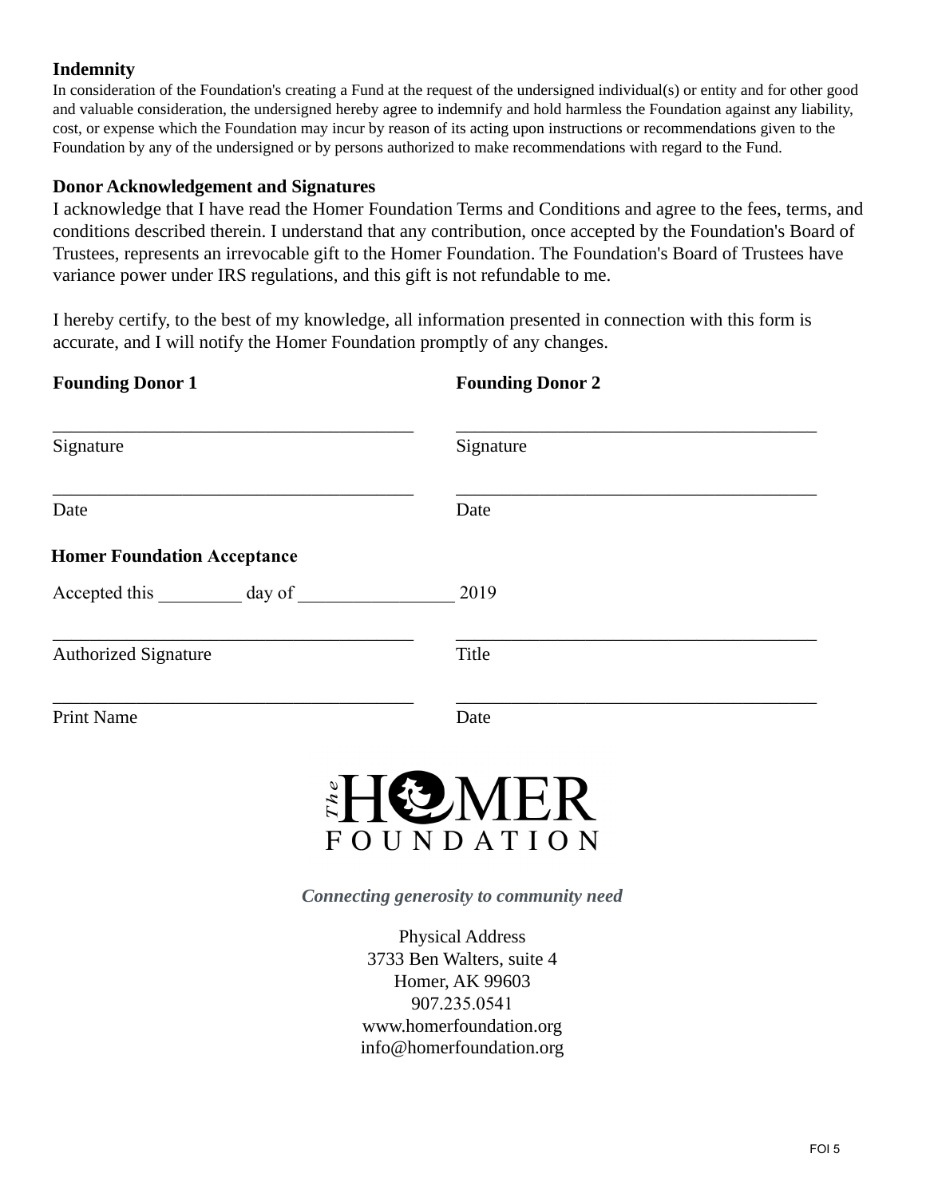### Indemnity

In consideration of the Foundation's creating a Fund at the request of the undersigned individual(s) or entity and for other good and valuable consideration, the undersigned hereby agree to indemnify and hold harmless the Foundation against any liability, cost, or expense which the Foundation may incur by reason of its acting upon instructions or recommendations given to the Foundation by any of the undersigned or by persons authorized to make recommendations with regard to the Fund.

### Donor Acknowledgement and Signatures

I acknowledge that I have read the Homer Foundation Terms and Conditions and agree to the fees, terms, and conditions described therein. I understand that any contribution, once accepted by the Foundation's Board of Trustees, represents an irrevocable gift to the Homer Foundation. The Foundation's Board of Trustees have variance power under IRS regulations, and this gift is not refundable to me.

I hereby certify, to the best of my knowledge, all information presented in connection with this form is accurate, and I will notify the Homer Foundation promptly of any changes.

**Founding Donor 1**

________________________________________
Signature

________________________________________
Date

**Founding Donor 2**

________________________________________
Signature

________________________________________
Date

### Homer Foundation Acceptance

Accepted this _________ day of _________________ 2019

________________________________________
Authorized Signature

________________________________________
Title

________________________________________
Print Name

________________________________________
Date

The HOMER FOUNDATION

***Connecting generosity to community need***

Physical Address
3733 Ben Walters, suite 4
Homer, AK 99603
907.235.0541
www.homerfoundation.org
info@homerfoundation.org

FOI 5